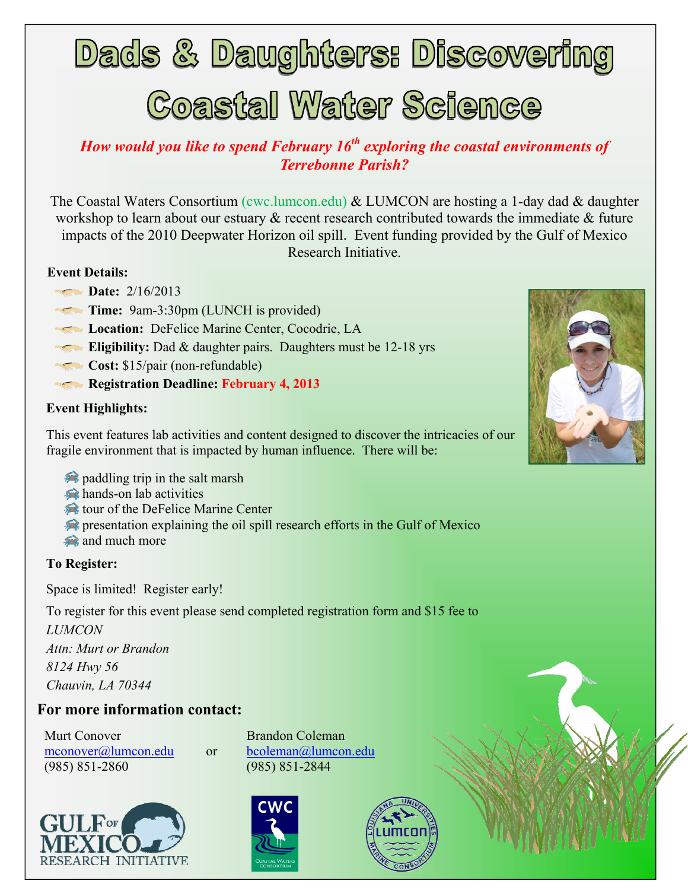# Dads & Daughters: Discovering Coastal Water Science

*How would you like to spend February 16th exploring the coastal environments of Terrebonne Parish?*

The Coastal Waters Consortium (cwc.lumcon.edu) & LUMCON are hosting a 1-day dad & daughter workshop to learn about our estuary & recent research contributed towards the immediate & future impacts of the 2010 Deepwater Horizon oil spill. Event funding provided by the Gulf of Mexico Research Initiative.

**Event Details:**

- **Date:** 2/16/2013
- **Time:** 9am-3:30pm (LUNCH is provided)
- **Location:** DeFelice Marine Center, Cocodrie, LA
- **Eligibility:** Dad & daughter pairs. Daughters must be 12-18 yrs
- **Cost:** $15/pair (non-refundable)
- **Registration Deadline: February 4, 2013**

**Event Highlights:**

This event features lab activities and content designed to discover the intricacies of our fragile environment that is impacted by human influence. There will be:

- paddling trip in the salt marsh
- hands-on lab activities
- tour of the DeFelice Marine Center
- presentation explaining the oil spill research efforts in the Gulf of Mexico
- and much more

**To Register:**

Space is limited! Register early!

To register for this event please send completed registration form and $15 fee to

*LUMCON*
*Attn: Murt or Brandon*
*8124 Hwy 56*
*Chauvin, LA 70344*

## For more information contact:

Murt Conover
mconover@lumcon.edu
(985) 851-2860

or

Brandon Coleman
bcoleman@lumcon.edu
(985) 851-2844

GULF OF MEXICO RESEARCH INITIATIVE

CWC Coastal Waters Consortium

Louisiana Universities Marine Consortium LUMCON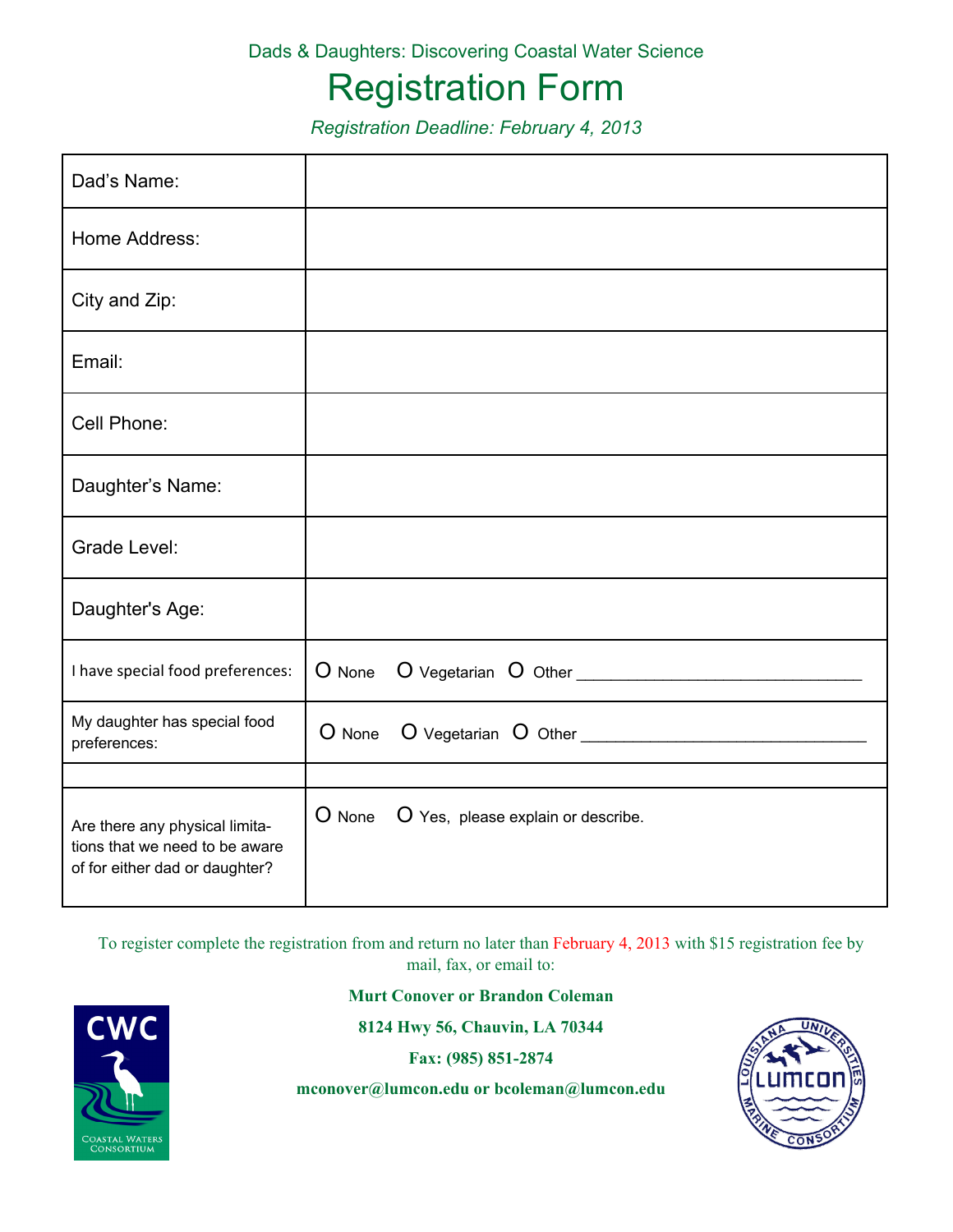Dads & Daughters: Discovering Coastal Water Science

# Registration Form

*Registration Deadline: February 4, 2013*

| | |
|---|---|
| Dad's Name: | |
| Home Address: | |
| City and Zip: | |
| Email: | |
| Cell Phone: | |
| Daughter's Name: | |
| Grade Level: | |
| Daughter's Age: | |
| I have special food preferences: | O None O Vegetarian O Other ________________________________ |
| My daughter has special food preferences: | O None O Vegetarian O Other ________________________________ |
| | |
| Are there any physical limitations that we need to be aware of for either dad or daughter? | O None O Yes, please explain or describe. |

To register complete the registration from and return no later than February 4, 2013 with $15 registration fee by mail, fax, or email to:

**Murt Conover or Brandon Coleman**

**8124 Hwy 56, Chauvin, LA 70344**

**Fax: (985) 851-2874**

**mconover@lumcon.edu or bcoleman@lumcon.edu**

CWC
Coastal Waters Consortium

Louisiana Universities Marine Consortium
LUMCON